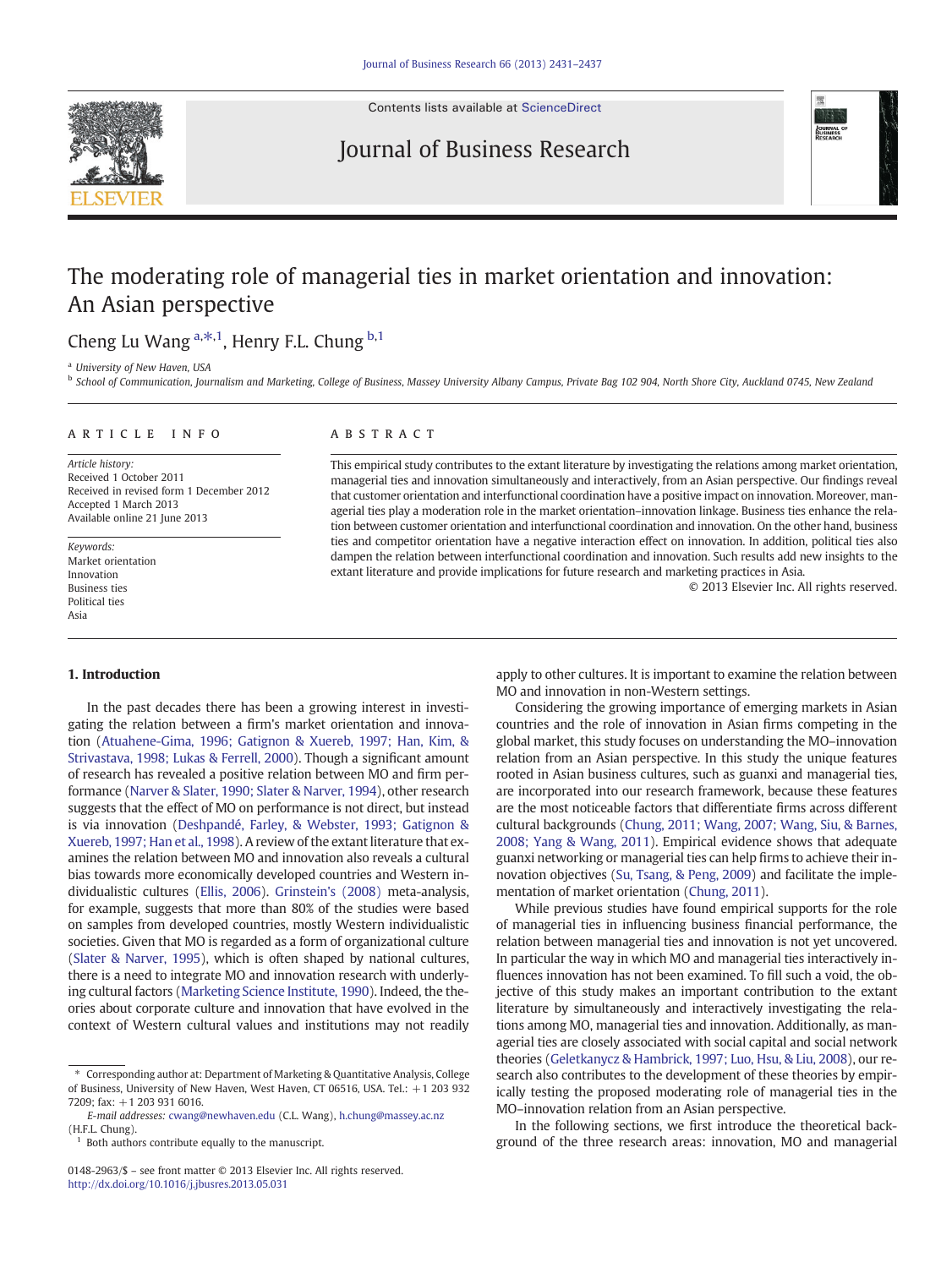# The moderating role of managerial ties in market orientation and innovation: An Asian perspective

Cheng Lu Wang [a,*,1], Henry F.L. Chung [b,1]

[a] University of New Haven, USA

[b] School of Communication, Journalism and Marketing, College of Business, Massey University Albany Campus, Private Bag 102 904, North Shore City, Auckland 0745, New Zealand

## ARTICLE INFO

*Article history:*
Received 1 October 2011
Received in revised form 1 December 2012
Accepted 1 March 2013
Available online 21 June 2013

*Keywords:*
Market orientation
Innovation
Business ties
Political ties
Asia

## ABSTRACT

This empirical study contributes to the extant literature by investigating the relations among market orientation, managerial ties and innovation simultaneously and interactively, from an Asian perspective. Our findings reveal that customer orientation and interfunctional coordination have a positive impact on innovation. Moreover, managerial ties play a moderation role in the market orientation–innovation linkage. Business ties enhance the relation between customer orientation and interfunctional coordination and innovation. On the other hand, business ties and competitor orientation have a negative interaction effect on innovation. In addition, political ties also dampen the relation between interfunctional coordination and innovation. Such results add new insights to the extant literature and provide implications for future research and marketing practices in Asia.

© 2013 Elsevier Inc. All rights reserved.

## 1. Introduction

In the past decades there has been a growing interest in investigating the relation between a firm's market orientation and innovation (Atuahene-Gima, 1996; Gatignon & Xuereb, 1997; Han, Kim, & Strivastava, 1998; Lukas & Ferrell, 2000). Though a significant amount of research has revealed a positive relation between MO and firm performance (Narver & Slater, 1990; Slater & Narver, 1994), other research suggests that the effect of MO on performance is not direct, but instead is via innovation (Deshpandé, Farley, & Webster, 1993; Gatignon & Xuereb, 1997; Han et al., 1998). A review of the extant literature that examines the relation between MO and innovation also reveals a cultural bias towards more economically developed countries and Western individualistic cultures (Ellis, 2006). Grinstein's (2008) meta-analysis, for example, suggests that more than 80% of the studies were based on samples from developed countries, mostly Western individualistic societies. Given that MO is regarded as a form of organizational culture (Slater & Narver, 1995), which is often shaped by national cultures, there is a need to integrate MO and innovation research with underlying cultural factors (Marketing Science Institute, 1990). Indeed, the theories about corporate culture and innovation that have evolved in the context of Western cultural values and institutions may not readily apply to other cultures. It is important to examine the relation between MO and innovation in non-Western settings.

Considering the growing importance of emerging markets in Asian countries and the role of innovation in Asian firms competing in the global market, this study focuses on understanding the MO–innovation relation from an Asian perspective. In this study the unique features rooted in Asian business cultures, such as guanxi and managerial ties, are incorporated into our research framework, because these features are the most noticeable factors that differentiate firms across different cultural backgrounds (Chung, 2011; Wang, 2007; Wang, Siu, & Barnes, 2008; Yang & Wang, 2011). Empirical evidence shows that adequate guanxi networking or managerial ties can help firms to achieve their innovation objectives (Su, Tsang, & Peng, 2009) and facilitate the implementation of market orientation (Chung, 2011).

While previous studies have found empirical supports for the role of managerial ties in influencing business financial performance, the relation between managerial ties and innovation is not yet uncovered. In particular the way in which MO and managerial ties interactively influences innovation has not been examined. To fill such a void, the objective of this study makes an important contribution to the extant literature by simultaneously and interactively investigating the relations among MO, managerial ties and innovation. Additionally, as managerial ties are closely associated with social capital and social network theories (Geletkanycz & Hambrick, 1997; Luo, Hsu, & Liu, 2008), our research also contributes to the development of these theories by empirically testing the proposed moderating role of managerial ties in the MO–innovation relation from an Asian perspective.

In the following sections, we first introduce the theoretical background of the three research areas: innovation, MO and managerial

---

\* Corresponding author at: Department of Marketing & Quantitative Analysis, College of Business, University of New Haven, West Haven, CT 06516, USA. Tel.: +1 203 932 7209; fax: +1 203 931 6016.

*E-mail addresses:* cwang@newhaven.edu (C.L. Wang), h.chung@massey.ac.nz (H.F.L. Chung).

[1] Both authors contribute equally to the manuscript.

0148-2963/$ – see front matter © 2013 Elsevier Inc. All rights reserved.
http://dx.doi.org/10.1016/j.jbusres.2013.05.031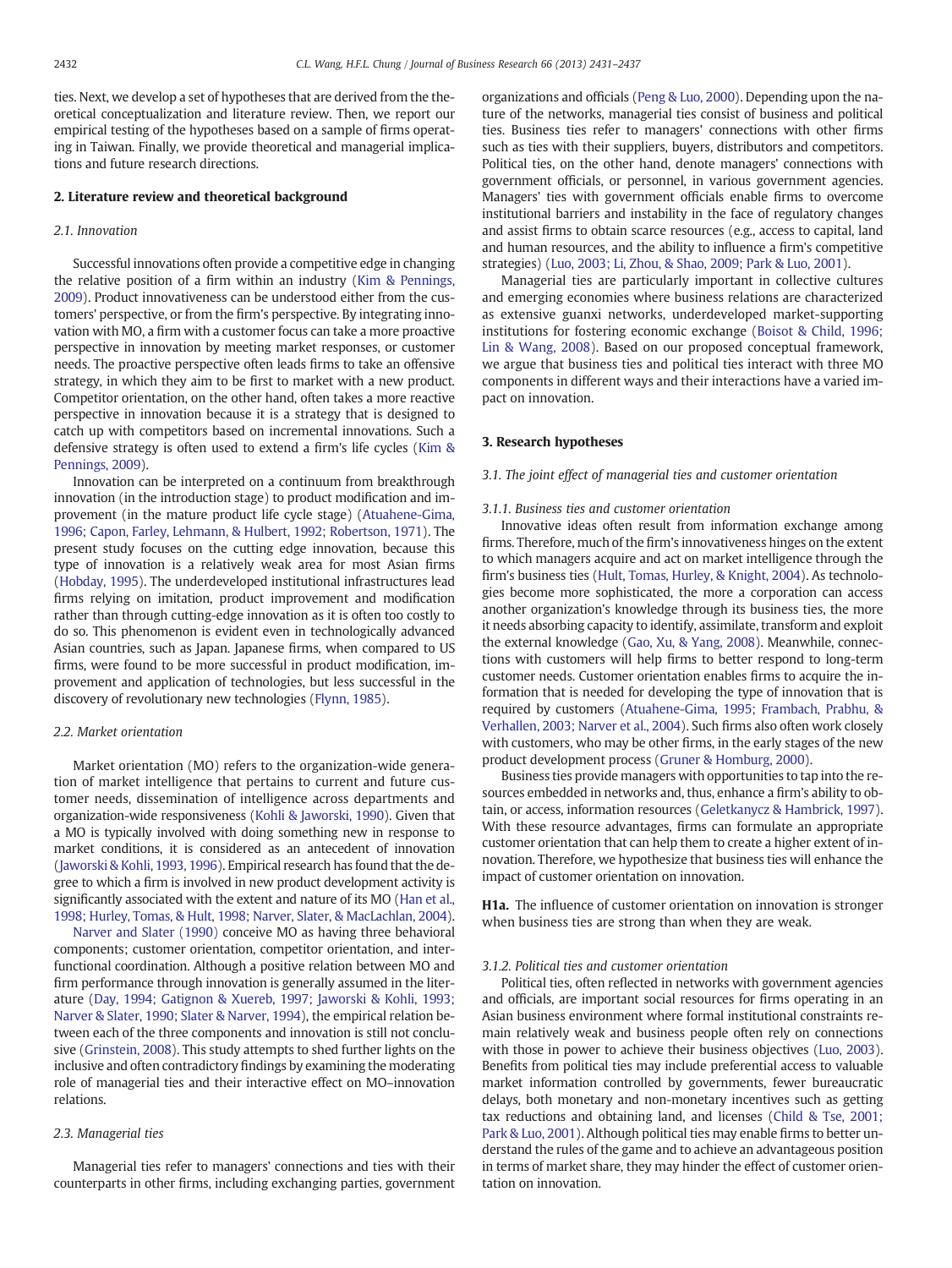ties. Next, we develop a set of hypotheses that are derived from the theoretical conceptualization and literature review. Then, we report our empirical testing of the hypotheses based on a sample of firms operating in Taiwan. Finally, we provide theoretical and managerial implications and future research directions.

## 2. Literature review and theoretical background

### 2.1. Innovation

Successful innovations often provide a competitive edge in changing the relative position of a firm within an industry (Kim & Pennings, 2009). Product innovativeness can be understood either from the customers' perspective, or from the firm's perspective. By integrating innovation with MO, a firm with a customer focus can take a more proactive perspective in innovation by meeting market responses, or customer needs. The proactive perspective often leads firms to take an offensive strategy, in which they aim to be first to market with a new product. Competitor orientation, on the other hand, often takes a more reactive perspective in innovation because it is a strategy that is designed to catch up with competitors based on incremental innovations. Such a defensive strategy is often used to extend a firm's life cycles (Kim & Pennings, 2009).

Innovation can be interpreted on a continuum from breakthrough innovation (in the introduction stage) to product modification and improvement (in the mature product life cycle stage) (Atuahene-Gima, 1996; Capon, Farley, Lehmann, & Hulbert, 1992; Robertson, 1971). The present study focuses on the cutting edge innovation, because this type of innovation is a relatively weak area for most Asian firms (Hobday, 1995). The underdeveloped institutional infrastructures lead firms relying on imitation, product improvement and modification rather than through cutting-edge innovation as it is often too costly to do so. This phenomenon is evident even in technologically advanced Asian countries, such as Japan. Japanese firms, when compared to US firms, were found to be more successful in product modification, improvement and application of technologies, but less successful in the discovery of revolutionary new technologies (Flynn, 1985).

### 2.2. Market orientation

Market orientation (MO) refers to the organization-wide generation of market intelligence that pertains to current and future customer needs, dissemination of intelligence across departments and organization-wide responsiveness (Kohli & Jaworski, 1990). Given that a MO is typically involved with doing something new in response to market conditions, it is considered as an antecedent of innovation (Jaworski & Kohli, 1993, 1996). Empirical research has found that the degree to which a firm is involved in new product development activity is significantly associated with the extent and nature of its MO (Han et al., 1998; Hurley, Tomas, & Hult, 1998; Narver, Slater, & MacLachlan, 2004).

Narver and Slater (1990) conceive MO as having three behavioral components; customer orientation, competitor orientation, and inter-functional coordination. Although a positive relation between MO and firm performance through innovation is generally assumed in the literature (Day, 1994; Gatignon & Xuereb, 1997; Jaworski & Kohli, 1993; Narver & Slater, 1990; Slater & Narver, 1994), the empirical relation between each of the three components and innovation is still not conclusive (Grinstein, 2008). This study attempts to shed further lights on the inclusive and often contradictory findings by examining the moderating role of managerial ties and their interactive effect on MO–innovation relations.

### 2.3. Managerial ties

Managerial ties refer to managers' connections and ties with their counterparts in other firms, including exchanging parties, government organizations and officials (Peng & Luo, 2000). Depending upon the nature of the networks, managerial ties consist of business and political ties. Business ties refer to managers' connections with other firms such as ties with their suppliers, buyers, distributors and competitors. Political ties, on the other hand, denote managers' connections with government officials, or personnel, in various government agencies. Managers' ties with government officials enable firms to overcome institutional barriers and instability in the face of regulatory changes and assist firms to obtain scarce resources (e.g., access to capital, land and human resources, and the ability to influence a firm's competitive strategies) (Luo, 2003; Li, Zhou, & Shao, 2009; Park & Luo, 2001).

Managerial ties are particularly important in collective cultures and emerging economies where business relations are characterized as extensive guanxi networks, underdeveloped market-supporting institutions for fostering economic exchange (Boisot & Child, 1996; Lin & Wang, 2008). Based on our proposed conceptual framework, we argue that business ties and political ties interact with three MO components in different ways and their interactions have a varied impact on innovation.

## 3. Research hypotheses

### 3.1. The joint effect of managerial ties and customer orientation

#### 3.1.1. Business ties and customer orientation

Innovative ideas often result from information exchange among firms. Therefore, much of the firm's innovativeness hinges on the extent to which managers acquire and act on market intelligence through the firm's business ties (Hult, Tomas, Hurley, & Knight, 2004). As technologies become more sophisticated, the more a corporation can access another organization's knowledge through its business ties, the more it needs absorbing capacity to identify, assimilate, transform and exploit the external knowledge (Gao, Xu, & Yang, 2008). Meanwhile, connections with customers will help firms to better respond to long-term customer needs. Customer orientation enables firms to acquire the information that is needed for developing the type of innovation that is required by customers (Atuahene-Gima, 1995; Frambach, Prabhu, & Verhallen, 2003; Narver et al., 2004). Such firms also often work closely with customers, who may be other firms, in the early stages of the new product development process (Gruner & Homburg, 2000).

Business ties provide managers with opportunities to tap into the resources embedded in networks and, thus, enhance a firm's ability to obtain, or access, information resources (Geletkanycz & Hambrick, 1997). With these resource advantages, firms can formulate an appropriate customer orientation that can help them to create a higher extent of innovation. Therefore, we hypothesize that business ties will enhance the impact of customer orientation on innovation.

**H1a.** The influence of customer orientation on innovation is stronger when business ties are strong than when they are weak.

#### 3.1.2. Political ties and customer orientation

Political ties, often reflected in networks with government agencies and officials, are important social resources for firms operating in an Asian business environment where formal institutional constraints remain relatively weak and business people often rely on connections with those in power to achieve their business objectives (Luo, 2003). Benefits from political ties may include preferential access to valuable market information controlled by governments, fewer bureaucratic delays, both monetary and non-monetary incentives such as getting tax reductions and obtaining land, and licenses (Child & Tse, 2001; Park & Luo, 2001). Although political ties may enable firms to better understand the rules of the game and to achieve an advantageous position in terms of market share, they may hinder the effect of customer orientation on innovation.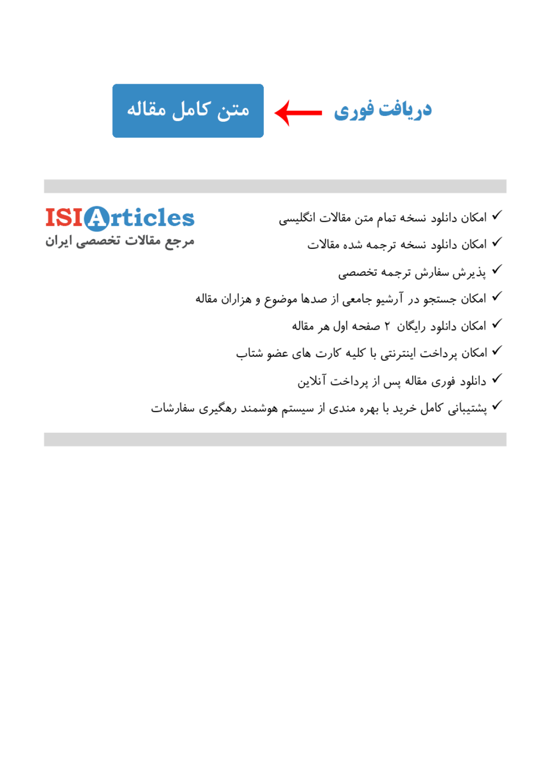دریافت فوری ← متن کامل مقاله

**ISIArticles**
مرجع مقالات تخصصی ایران

- ✓ امکان دانلود نسخه تمام متن مقالات انگلیسی
- ✓ امکان دانلود نسخه ترجمه شده مقالات
- ✓ پذیرش سفارش ترجمه تخصصی
- ✓ امکان جستجو در آرشیو جامعی از صدها موضوع و هزاران مقاله
- ✓ امکان دانلود رایگان ۲ صفحه اول هر مقاله
- ✓ امکان پرداخت اینترنتی با کلیه کارت های عضو شتاب
- ✓ دانلود فوری مقاله پس از پرداخت آنلاین
- ✓ پشتیبانی کامل خرید با بهره مندی از سیستم هوشمند رهگیری سفارشات